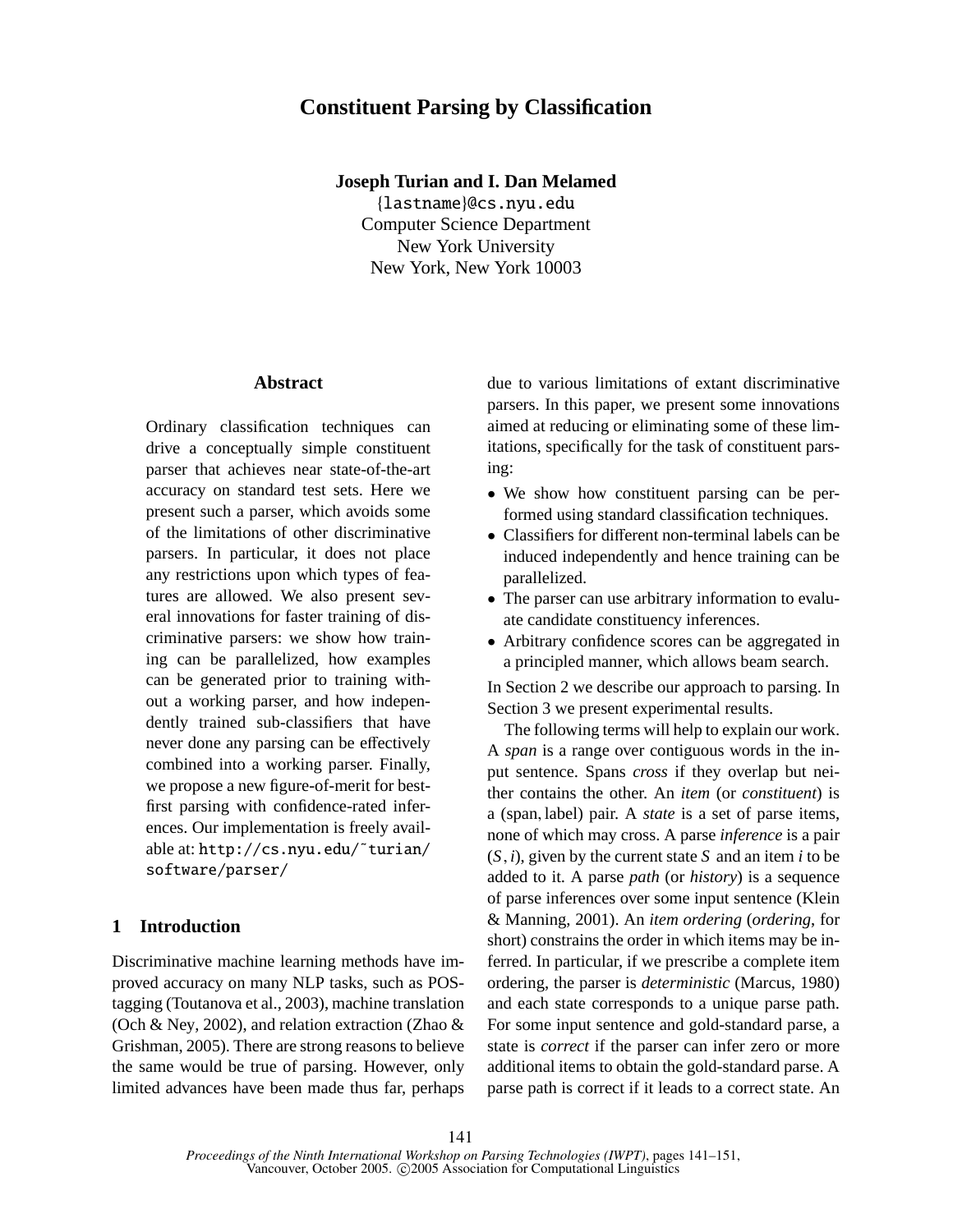# Constituent Parsing by Classification

**Joseph Turian and I. Dan Melamed**
{lastname}@cs.nyu.edu
Computer Science Department
New York University
New York, New York 10003

## Abstract

Ordinary classification techniques can drive a conceptually simple constituent parser that achieves near state-of-the-art accuracy on standard test sets. Here we present such a parser, which avoids some of the limitations of other discriminative parsers. In particular, it does not place any restrictions upon which types of features are allowed. We also present several innovations for faster training of discriminative parsers: we show how training can be parallelized, how examples can be generated prior to training without a working parser, and how independently trained sub-classifiers that have never done any parsing can be effectively combined into a working parser. Finally, we propose a new figure-of-merit for best-first parsing with confidence-rated inferences. Our implementation is freely available at: http://cs.nyu.edu/~turian/software/parser/

## 1 Introduction

Discriminative machine learning methods have improved accuracy on many NLP tasks, such as POS-tagging (Toutanova et al., 2003), machine translation (Och & Ney, 2002), and relation extraction (Zhao & Grishman, 2005). There are strong reasons to believe the same would be true of parsing. However, only limited advances have been made thus far, perhaps due to various limitations of extant discriminative parsers. In this paper, we present some innovations aimed at reducing or eliminating some of these limitations, specifically for the task of constituent parsing:

- We show how constituent parsing can be performed using standard classification techniques.
- Classifiers for different non-terminal labels can be induced independently and hence training can be parallelized.
- The parser can use arbitrary information to evaluate candidate constituency inferences.
- Arbitrary confidence scores can be aggregated in a principled manner, which allows beam search.

In Section 2 we describe our approach to parsing. In Section 3 we present experimental results.

The following terms will help to explain our work. A *span* is a range over contiguous words in the input sentence. Spans *cross* if they overlap but neither contains the other. An *item* (or *constituent*) is a (span, label) pair. A *state* is a set of parse items, none of which may cross. A parse *inference* is a pair $(S, i)$, given by the current state $S$ and an item $i$ to be added to it. A parse *path* (or *history*) is a sequence of parse inferences over some input sentence (Klein & Manning, 2001). An *item ordering* (*ordering*, for short) constrains the order in which items may be inferred. In particular, if we prescribe a complete item ordering, the parser is *deterministic* (Marcus, 1980) and each state corresponds to a unique parse path. For some input sentence and gold-standard parse, a state is *correct* if the parser can infer zero or more additional items to obtain the gold-standard parse. A parse path is correct if it leads to a correct state. An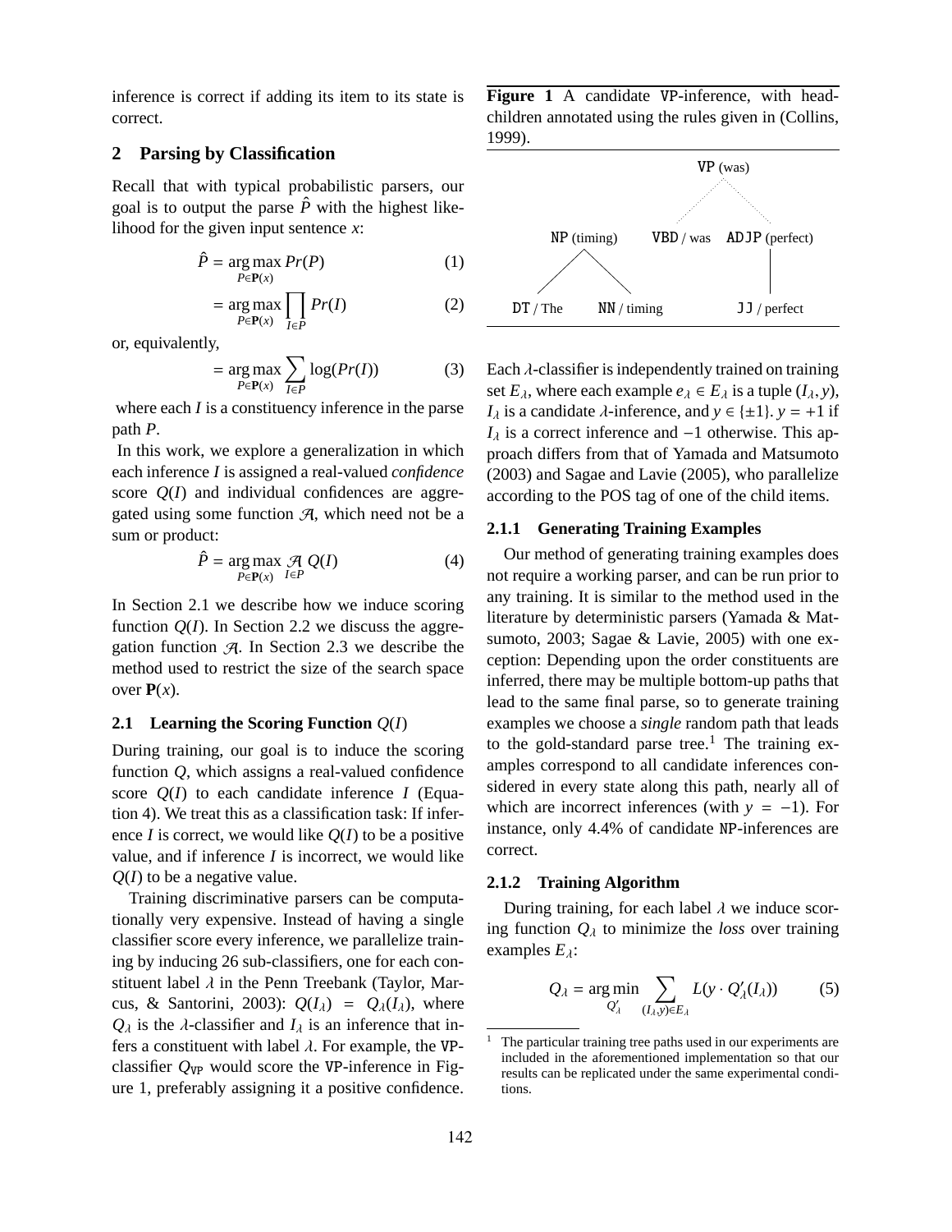inference is correct if adding its item to its state is correct.

## 2 Parsing by Classification

Recall that with typical probabilistic parsers, our goal is to output the parse $\hat{P}$ with the highest likelihood for the given input sentence $x$:

$$\hat{P} = \arg\max_{P \in \mathbf{P}(x)} Pr(P) \tag{1}$$

$$= \arg\max_{P \in \mathbf{P}(x)} \prod_{I \in P} Pr(I) \tag{2}$$

or, equivalently,

$$= \arg\max_{P \in \mathbf{P}(x)} \sum_{I \in P} \log(Pr(I)) \tag{3}$$

where each $I$ is a constituency inference in the parse path $P$.

In this work, we explore a generalization in which each inference $I$ is assigned a real-valued *confidence* score $Q(I)$ and individual confidences are aggregated using some function $\mathcal{A}$, which need not be a sum or product:

$$\hat{P} = \arg\max_{P \in \mathbf{P}(x)} \mathcal{A}_{I \in P} Q(I) \tag{4}$$

In Section 2.1 we describe how we induce scoring function $Q(I)$. In Section 2.2 we discuss the aggregation function $\mathcal{A}$. In Section 2.3 we describe the method used to restrict the size of the search space over $\mathbf{P}(x)$.

### 2.1 Learning the Scoring Function $Q(I)$

During training, our goal is to induce the scoring function $Q$, which assigns a real-valued confidence score $Q(I)$ to each candidate inference $I$ (Equation 4). We treat this as a classification task: If inference $I$ is correct, we would like $Q(I)$ to be a positive value, and if inference $I$ is incorrect, we would like $Q(I)$ to be a negative value.

Training discriminative parsers can be computationally very expensive. Instead of having a single classifier score every inference, we parallelize training by inducing 26 sub-classifiers, one for each constituent label $\lambda$ in the Penn Treebank (Taylor, Marcus, & Santorini, 2003): $Q(I_\lambda) = Q_\lambda(I_\lambda)$, where $Q_\lambda$ is the $\lambda$-classifier and $I_\lambda$ is an inference that infers a constituent with label $\lambda$. For example, the VP-classifier $Q_{\texttt{VP}}$ would score the VP-inference in Figure 1, preferably assigning it a positive confidence.

**Figure 1** A candidate VP-inference, with head-children annotated using the rules given in (Collins, 1999).

```
                        VP (was)
                      .   .   .
     NP (timing)    VBD / was   ADJP (perfect)
      /      \                      |
 DT / The   NN / timing          JJ / perfect
```

Each $\lambda$-classifier is independently trained on training set $E_\lambda$, where each example $e_\lambda \in E_\lambda$ is a tuple $(I_\lambda, y)$, $I_\lambda$ is a candidate $\lambda$-inference, and $y \in \{\pm 1\}$. $y = +1$ if $I_\lambda$ is a correct inference and $-1$ otherwise. This approach differs from that of Yamada and Matsumoto (2003) and Sagae and Lavie (2005), who parallelize according to the POS tag of one of the child items.

#### 2.1.1 Generating Training Examples

Our method of generating training examples does not require a working parser, and can be run prior to any training. It is similar to the method used in the literature by deterministic parsers (Yamada & Matsumoto, 2003; Sagae & Lavie, 2005) with one exception: Depending upon the order constituents are inferred, there may be multiple bottom-up paths that lead to the same final parse, so to generate training examples we choose a *single* random path that leads to the gold-standard parse tree.[1] The training examples correspond to all candidate inferences considered in every state along this path, nearly all of which are incorrect inferences (with $y = -1$). For instance, only 4.4% of candidate NP-inferences are correct.

#### 2.1.2 Training Algorithm

During training, for each label $\lambda$ we induce scoring function $Q_\lambda$ to minimize the *loss* over training examples $E_\lambda$:

$$Q_\lambda = \arg\min_{Q'_\lambda} \sum_{(I_\lambda, y) \in E_\lambda} L(y \cdot Q'_\lambda(I_\lambda)) \tag{5}$$

[1] The particular training tree paths used in our experiments are included in the aforementioned implementation so that our results can be replicated under the same experimental conditions.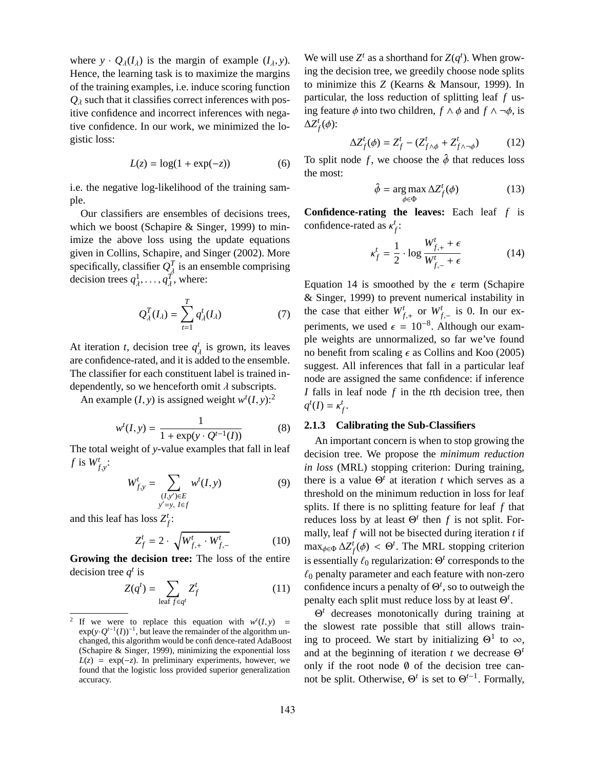where $y \cdot Q_\lambda(I_\lambda)$ is the margin of example $(I_\lambda, y)$. Hence, the learning task is to maximize the margins of the training examples, i.e. induce scoring function $Q_\lambda$ such that it classifies correct inferences with positive confidence and incorrect inferences with negative confidence. In our work, we minimized the logistic loss:

$$L(z) = \log(1 + \exp(-z)) \tag{6}$$

i.e. the negative log-likelihood of the training sample.

Our classifiers are ensembles of decisions trees, which we boost (Schapire & Singer, 1999) to minimize the above loss using the update equations given in Collins, Schapire, and Singer (2002). More specifically, classifier $Q^T_\lambda$ is an ensemble comprising decision trees $q^1_\lambda, \ldots, q^T_\lambda$, where:

$$Q^T_\lambda(I_\lambda) = \sum_{t=1}^{T} q^t_\lambda(I_\lambda) \tag{7}$$

At iteration $t$, decision tree $q^t_\lambda$ is grown, its leaves are confidence-rated, and it is added to the ensemble. The classifier for each constituent label is trained independently, so we henceforth omit $\lambda$ subscripts.

An example $(I, y)$ is assigned weight $w^t(I, y)$:[2]

$$w^t(I, y) = \frac{1}{1 + \exp(y \cdot Q^{t-1}(I))} \tag{8}$$

The total weight of $y$-value examples that fall in leaf $f$ is $W^t_{f,y}$:

$$W^t_{f,y} = \sum_{\substack{(I,y') \in E \\ y'=y,\ I \in f}} w^t(I, y) \tag{9}$$

and this leaf has loss $Z^t_f$:

$$Z^t_f = 2 \cdot \sqrt{W^t_{f,+} \cdot W^t_{f,-}} \tag{10}$$

**Growing the decision tree:** The loss of the entire decision tree $q^t$ is

$$Z(q^t) = \sum_{\text{leaf } f \in q^t} Z^t_f \tag{11}$$

We will use $Z^t$ as a shorthand for $Z(q^t)$. When growing the decision tree, we greedily choose node splits to minimize this $Z$ (Kearns & Mansour, 1999). In particular, the loss reduction of splitting leaf $f$ using feature $\phi$ into two children, $f \wedge \phi$ and $f \wedge \neg\phi$, is $\Delta Z^t_f(\phi)$:

$$\Delta Z^t_f(\phi) = Z^t_f - (Z^t_{f \wedge \phi} + Z^t_{f \wedge \neg\phi}) \tag{12}$$

To split node $f$, we choose the $\hat{\phi}$ that reduces loss the most:

$$\hat{\phi} = \arg\max_{\phi \in \Phi} \Delta Z^t_f(\phi) \tag{13}$$

**Confidence-rating the leaves:** Each leaf $f$ is confidence-rated as $\kappa^t_f$:

$$\kappa^t_f = \frac{1}{2} \cdot \log \frac{W^t_{f,+} + \epsilon}{W^t_{f,-} + \epsilon} \tag{14}$$

Equation 14 is smoothed by the $\epsilon$ term (Schapire & Singer, 1999) to prevent numerical instability in the case that either $W^t_{f,+}$ or $W^t_{f,-}$ is 0. In our experiments, we used $\epsilon = 10^{-8}$. Although our example weights are unnormalized, so far we've found no benefit from scaling $\epsilon$ as Collins and Koo (2005) suggest. All inferences that fall in a particular leaf node are assigned the same confidence: if inference $I$ falls in leaf node $f$ in the $t$th decision tree, then $q^t(I) = \kappa^t_f$.

### 2.1.3 Calibrating the Sub-Classifiers

An important concern is when to stop growing the decision tree. We propose the *minimum reduction in loss* (MRL) stopping criterion: During training, there is a value $\Theta^t$ at iteration $t$ which serves as a threshold on the minimum reduction in loss for leaf splits. If there is no splitting feature for leaf $f$ that reduces loss by at least $\Theta^t$ then $f$ is not split. Formally, leaf $f$ will not be bisected during iteration $t$ if $\max_{\phi \in \Phi} \Delta Z^t_f(\phi) < \Theta^t$. The MRL stopping criterion is essentially $\ell_0$ regularization: $\Theta^t$ corresponds to the $\ell_0$ penalty parameter and each feature with non-zero confidence incurs a penalty of $\Theta^t$, so to outweigh the penalty each split must reduce loss by at least $\Theta^t$.

$\Theta^t$ decreases monotonically during training at the slowest rate possible that still allows training to proceed. We start by initializing $\Theta^1$ to $\infty$, and at the beginning of iteration $t$ we decrease $\Theta^t$ only if the root node $\emptyset$ of the decision tree cannot be split. Otherwise, $\Theta^t$ is set to $\Theta^{t-1}$. Formally,

[2] If we were to replace this equation with $w^t(I, y) = \exp(y \cdot Q^{t-1}(I))^{-1}$, but leave the remainder of the algorithm unchanged, this algorithm would be confidence-rated AdaBoost (Schapire & Singer, 1999), minimizing the exponential loss $L(z) = \exp(-z)$. In preliminary experiments, however, we found that the logistic loss provided superior generalization accuracy.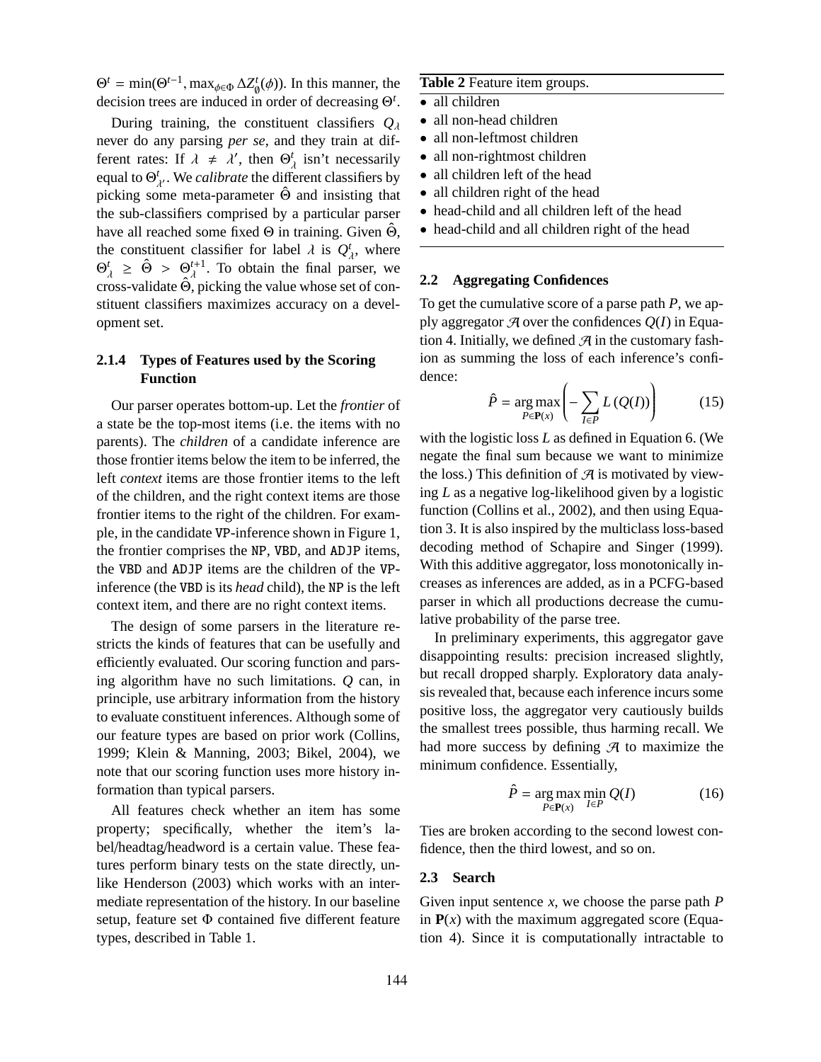$\Theta^t = \min(\Theta^{t-1}, \max_{\phi \in \Phi} \Delta Z^t_{\emptyset}(\phi))$. In this manner, the decision trees are induced in order of decreasing $\Theta^t$.

During training, the constituent classifiers $Q_\lambda$ never do any parsing *per se*, and they train at different rates: If $\lambda \neq \lambda'$, then $\Theta^t_\lambda$ isn't necessarily equal to $\Theta^t_{\lambda'}$. We *calibrate* the different classifiers by picking some meta-parameter $\hat{\Theta}$ and insisting that the sub-classifiers comprised by a particular parser have all reached some fixed $\Theta$ in training. Given $\hat{\Theta}$, the constituent classifier for label $\lambda$ is $Q^t_\lambda$, where $\Theta^t_\lambda \geq \hat{\Theta} > \Theta^{t+1}_\lambda$. To obtain the final parser, we cross-validate $\hat{\Theta}$, picking the value whose set of constituent classifiers maximizes accuracy on a development set.

#### 2.1.4 Types of Features used by the Scoring Function

Our parser operates bottom-up. Let the *frontier* of a state be the top-most items (i.e. the items with no parents). The *children* of a candidate inference are those frontier items below the item to be inferred, the left *context* items are those frontier items to the left of the children, and the right context items are those frontier items to the right of the children. For example, in the candidate VP-inference shown in Figure 1, the frontier comprises the NP, VBD, and ADJP items, the VBD and ADJP items are the children of the VP-inference (the VBD is its *head* child), the NP is the left context item, and there are no right context items.

The design of some parsers in the literature restricts the kinds of features that can be usefully and efficiently evaluated. Our scoring function and parsing algorithm have no such limitations. $Q$ can, in principle, use arbitrary information from the history to evaluate constituent inferences. Although some of our feature types are based on prior work (Collins, 1999; Klein & Manning, 2003; Bikel, 2004), we note that our scoring function uses more history information than typical parsers.

All features check whether an item has some property; specifically, whether the item's label/headtag/headword is a certain value. These features perform binary tests on the state directly, unlike Henderson (2003) which works with an intermediate representation of the history. In our baseline setup, feature set $\Phi$ contained five different feature types, described in Table 1.

**Table 2** Feature item groups.

- all children
- all non-head children
- all non-leftmost children
- all non-rightmost children
- all children left of the head
- all children right of the head
- head-child and all children left of the head
- head-child and all children right of the head

### 2.2 Aggregating Confidences

To get the cumulative score of a parse path $P$, we apply aggregator $\mathcal{A}$ over the confidences $Q(I)$ in Equation 4. Initially, we defined $\mathcal{A}$ in the customary fashion as summing the loss of each inference's confidence:

$$\hat{P} = \operatorname*{arg\,max}_{P \in \mathbf{P}(x)} \left( -\sum_{I \in P} L\left(Q(I)\right) \right) \tag{15}$$

with the logistic loss $L$ as defined in Equation 6. (We negate the final sum because we want to minimize the loss.) This definition of $\mathcal{A}$ is motivated by viewing $L$ as a negative log-likelihood given by a logistic function (Collins et al., 2002), and then using Equation 3. It is also inspired by the multiclass loss-based decoding method of Schapire and Singer (1999). With this additive aggregator, loss monotonically increases as inferences are added, as in a PCFG-based parser in which all productions decrease the cumulative probability of the parse tree.

In preliminary experiments, this aggregator gave disappointing results: precision increased slightly, but recall dropped sharply. Exploratory data analysis revealed that, because each inference incurs some positive loss, the aggregator very cautiously builds the smallest trees possible, thus harming recall. We had more success by defining $\mathcal{A}$ to maximize the minimum confidence. Essentially,

$$\hat{P} = \operatorname*{arg\,max}_{P \in \mathbf{P}(x)} \min_{I \in P} Q(I) \tag{16}$$

Ties are broken according to the second lowest confidence, then the third lowest, and so on.

### 2.3 Search

Given input sentence $x$, we choose the parse path $P$ in $\mathbf{P}(x)$ with the maximum aggregated score (Equation 4). Since it is computationally intractable to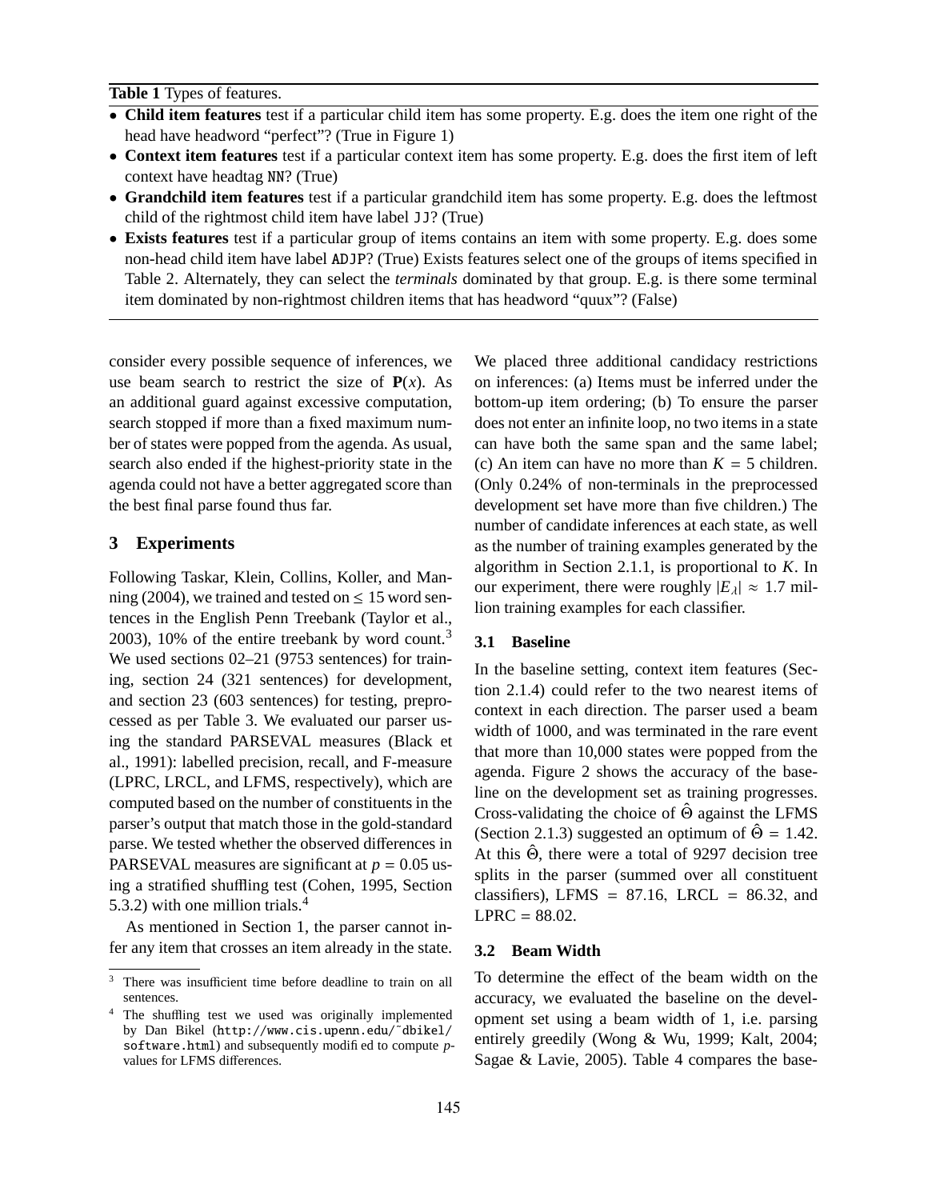**Table 1** Types of features.

- **Child item features** test if a particular child item has some property. E.g. does the item one right of the head have headword "perfect"? (True in Figure 1)
- **Context item features** test if a particular context item has some property. E.g. does the first item of left context have headtag NN? (True)
- **Grandchild item features** test if a particular grandchild item has some property. E.g. does the leftmost child of the rightmost child item have label JJ? (True)
- **Exists features** test if a particular group of items contains an item with some property. E.g. does some non-head child item have label ADJP? (True) Exists features select one of the groups of items specified in Table 2. Alternately, they can select the *terminals* dominated by that group. E.g. is there some terminal item dominated by non-rightmost children items that has headword "quux"? (False)

consider every possible sequence of inferences, we use beam search to restrict the size of $\mathbf{P}(x)$. As an additional guard against excessive computation, search stopped if more than a fixed maximum number of states were popped from the agenda. As usual, search also ended if the highest-priority state in the agenda could not have a better aggregated score than the best final parse found thus far.

## 3 Experiments

Following Taskar, Klein, Collins, Koller, and Manning (2004), we trained and tested on $\leq 15$ word sentences in the English Penn Treebank (Taylor et al., 2003), 10% of the entire treebank by word count.[3] We used sections 02–21 (9753 sentences) for training, section 24 (321 sentences) for development, and section 23 (603 sentences) for testing, preprocessed as per Table 3. We evaluated our parser using the standard PARSEVAL measures (Black et al., 1991): labelled precision, recall, and F-measure (LPRC, LRCL, and LFMS, respectively), which are computed based on the number of constituents in the parser's output that match those in the gold-standard parse. We tested whether the observed differences in PARSEVAL measures are significant at $p = 0.05$ using a stratified shuffling test (Cohen, 1995, Section 5.3.2) with one million trials.[4]

As mentioned in Section 1, the parser cannot infer any item that crosses an item already in the state. We placed three additional candidacy restrictions on inferences: (a) Items must be inferred under the bottom-up item ordering; (b) To ensure the parser does not enter an infinite loop, no two items in a state can have both the same span and the same label; (c) An item can have no more than $K = 5$ children. (Only 0.24% of non-terminals in the preprocessed development set have more than five children.) The number of candidate inferences at each state, as well as the number of training examples generated by the algorithm in Section 2.1.1, is proportional to $K$. In our experiment, there were roughly $|E_\lambda| \approx 1.7$ million training examples for each classifier.

### 3.1 Baseline

In the baseline setting, context item features (Section 2.1.4) could refer to the two nearest items of context in each direction. The parser used a beam width of 1000, and was terminated in the rare event that more than 10,000 states were popped from the agenda. Figure 2 shows the accuracy of the baseline on the development set as training progresses. Cross-validating the choice of $\hat{\Theta}$ against the LFMS (Section 2.1.3) suggested an optimum of $\hat{\Theta} = 1.42$. At this $\hat{\Theta}$, there were a total of 9297 decision tree splits in the parser (summed over all constituent classifiers), LFMS = 87.16, LRCL = 86.32, and LPRC = 88.02.

### 3.2 Beam Width

To determine the effect of the beam width on the accuracy, we evaluated the baseline on the development set using a beam width of 1, i.e. parsing entirely greedily (Wong & Wu, 1999; Kalt, 2004; Sagae & Lavie, 2005). Table 4 compares the base-

[3] There was insufficient time before deadline to train on all sentences.

[4] The shuffling test we used was originally implemented by Dan Bikel (http://www.cis.upenn.edu/~dbikel/software.html) and subsequently modified to compute $p$-values for LFMS differences.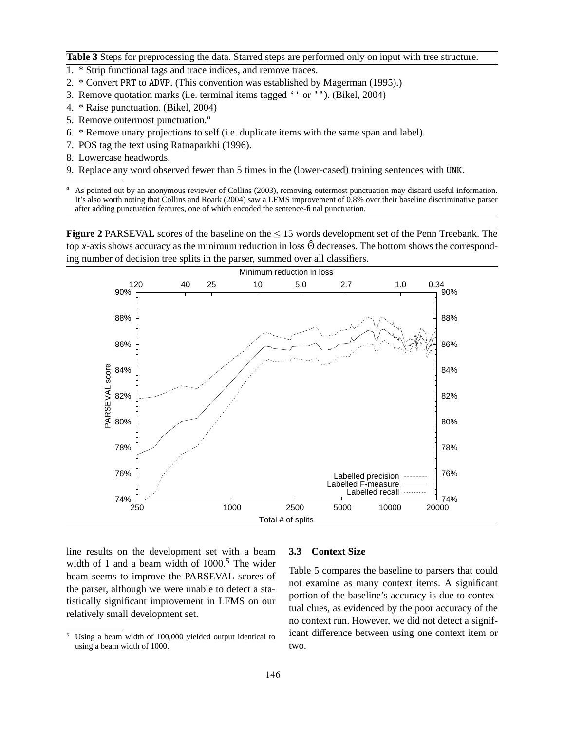**Table 3** Steps for preprocessing the data. Starred steps are performed only on input with tree structure.

1. * Strip functional tags and trace indices, and remove traces.
2. * Convert PRT to ADVP. (This convention was established by Magerman (1995).)
3. Remove quotation marks (i.e. terminal items tagged `` or ''). (Bikel, 2004)
4. * Raise punctuation. (Bikel, 2004)
5. Remove outermost punctuation.[a]
6. * Remove unary projections to self (i.e. duplicate items with the same span and label).
7. POS tag the text using Ratnaparkhi (1996).
8. Lowercase headwords.
9. Replace any word observed fewer than 5 times in the (lower-cased) training sentences with UNK.

[a] As pointed out by an anonymous reviewer of Collins (2003), removing outermost punctuation may discard useful information. It's also worth noting that Collins and Roark (2004) saw a LFMS improvement of 0.8% over their baseline discriminative parser after adding punctuation features, one of which encoded the sentence-final punctuation.

**Figure 2** PARSEVAL scores of the baseline on the $\leq$ 15 words development set of the Penn Treebank. The top $x$-axis shows accuracy as the minimum reduction in loss $\hat{\Theta}$ decreases. The bottom shows the corresponding number of decision tree splits in the parser, summed over all classifiers.

line results on the development set with a beam width of 1 and a beam width of 1000.[5] The wider beam seems to improve the PARSEVAL scores of the parser, although we were unable to detect a statistically significant improvement in LFMS on our relatively small development set.

[5] Using a beam width of 100,000 yielded output identical to using a beam width of 1000.

### 3.3 Context Size

Table 5 compares the baseline to parsers that could not examine as many context items. A significant portion of the baseline's accuracy is due to contextual clues, as evidenced by the poor accuracy of the no context run. However, we did not detect a significant difference between using one context item or two.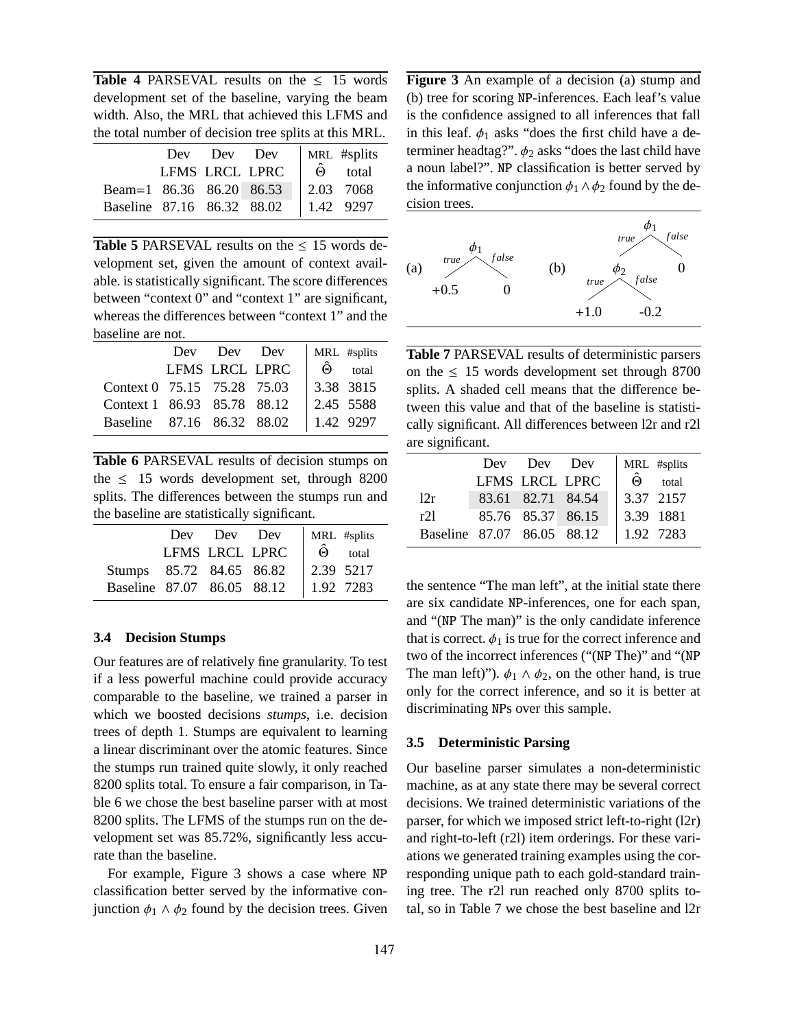**Table 4** PARSEVAL results on the ≤ 15 words development set of the baseline, varying the beam width. Also, the MRL that achieved this LFMS and the total number of decision tree splits at this MRL.

| | Dev LFMS | Dev LRCL | Dev LPRC | MRL $\hat{\Theta}$ | #splits total |
|---|---|---|---|---|---|
| Beam=1 | 86.36 | 86.20 | 86.53 | 2.03 | 7068 |
| Baseline | 87.16 | 86.32 | 88.02 | 1.42 | 9297 |

**Table 5** PARSEVAL results on the ≤ 15 words development set, given the amount of context available. is statistically significant. The score differences between "context 0" and "context 1" are significant, whereas the differences between "context 1" and the baseline are not.

| | Dev LFMS | Dev LRCL | Dev LPRC | MRL $\hat{\Theta}$ | #splits total |
|---|---|---|---|---|---|
| Context 0 | 75.15 | 75.28 | 75.03 | 3.38 | 3815 |
| Context 1 | 86.93 | 85.78 | 88.12 | 2.45 | 5588 |
| Baseline | 87.16 | 86.32 | 88.02 | 1.42 | 9297 |

**Table 6** PARSEVAL results of decision stumps on the ≤ 15 words development set, through 8200 splits. The differences between the stumps run and the baseline are statistically significant.

| | Dev LFMS | Dev LRCL | Dev LPRC | MRL $\hat{\Theta}$ | #splits total |
|---|---|---|---|---|---|
| Stumps | 85.72 | 84.65 | 86.82 | 2.39 | 5217 |
| Baseline | 87.07 | 86.05 | 88.12 | 1.92 | 7283 |

### 3.4 Decision Stumps

Our features are of relatively fine granularity. To test if a less powerful machine could provide accuracy comparable to the baseline, we trained a parser in which we boosted decisions *stumps*, i.e. decision trees of depth 1. Stumps are equivalent to learning a linear discriminant over the atomic features. Since the stumps run trained quite slowly, it only reached 8200 splits total. To ensure a fair comparison, in Table 6 we chose the best baseline parser with at most 8200 splits. The LFMS of the stumps run on the development set was 85.72%, significantly less accurate than the baseline.

For example, Figure 3 shows a case where NP classification better served by the informative conjunction $\phi_1 \wedge \phi_2$ found by the decision trees. Given the sentence "The man left", at the initial state there are six candidate NP-inferences, one for each span, and "(NP The man)" is the only candidate inference that is correct. $\phi_1$ is true for the correct inference and two of the incorrect inferences ("(NP The)" and "(NP The man left)"). $\phi_1 \wedge \phi_2$, on the other hand, is true only for the correct inference, and so it is better at discriminating NPs over this sample.

**Figure 3** An example of a decision (a) stump and (b) tree for scoring NP-inferences. Each leaf's value is the confidence assigned to all inferences that fall in this leaf. $\phi_1$ asks "does the first child have a determiner headtag?". $\phi_2$ asks "does the last child have a noun label?". NP classification is better served by the informative conjunction $\phi_1 \wedge \phi_2$ found by the decision trees.

**Table 7** PARSEVAL results of deterministic parsers on the ≤ 15 words development set through 8700 splits. A shaded cell means that the difference between this value and that of the baseline is statistically significant. All differences between l2r and r2l are significant.

| | Dev LFMS | Dev LRCL | Dev LPRC | MRL $\hat{\Theta}$ | #splits total |
|---|---|---|---|---|---|
| l2r | 83.61 | 82.71 | 84.54 | 3.37 | 2157 |
| r2l | 85.76 | 85.37 | 86.15 | 3.39 | 1881 |
| Baseline | 87.07 | 86.05 | 88.12 | 1.92 | 7283 |

### 3.5 Deterministic Parsing

Our baseline parser simulates a non-deterministic machine, as at any state there may be several correct decisions. We trained deterministic variations of the parser, for which we imposed strict left-to-right (l2r) and right-to-left (r2l) item orderings. For these variations we generated training examples using the corresponding unique path to each gold-standard training tree. The r2l run reached only 8700 splits total, so in Table 7 we chose the best baseline and l2r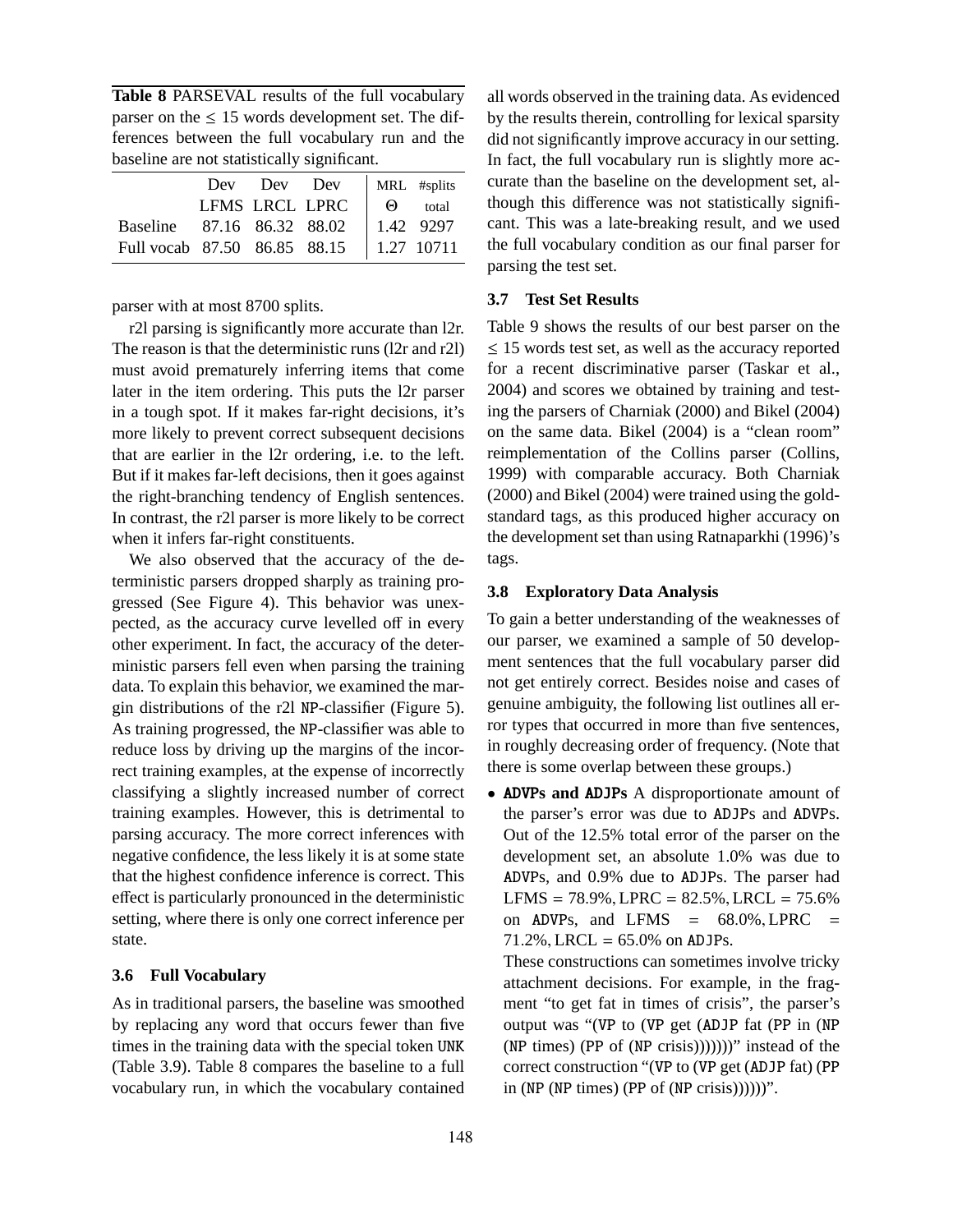**Table 8** PARSEVAL results of the full vocabulary parser on the ≤ 15 words development set. The differences between the full vocabulary run and the baseline are not statistically significant.

| | Dev LFMS | Dev LRCL | Dev LPRC | MRL Θ | #splits total |
|---|---|---|---|---|---|
| Baseline | 87.16 | 86.32 | 88.02 | 1.42 | 9297 |
| Full vocab | 87.50 | 86.85 | 88.15 | 1.27 | 10711 |

parser with at most 8700 splits.

r2l parsing is significantly more accurate than l2r. The reason is that the deterministic runs (l2r and r2l) must avoid prematurely inferring items that come later in the item ordering. This puts the l2r parser in a tough spot. If it makes far-right decisions, it's more likely to prevent correct subsequent decisions that are earlier in the l2r ordering, i.e. to the left. But if it makes far-left decisions, then it goes against the right-branching tendency of English sentences. In contrast, the r2l parser is more likely to be correct when it infers far-right constituents.

We also observed that the accuracy of the deterministic parsers dropped sharply as training progressed (See Figure 4). This behavior was unexpected, as the accuracy curve levelled off in every other experiment. In fact, the accuracy of the deterministic parsers fell even when parsing the training data. To explain this behavior, we examined the margin distributions of the r2l NP-classifier (Figure 5). As training progressed, the NP-classifier was able to reduce loss by driving up the margins of the incorrect training examples, at the expense of incorrectly classifying a slightly increased number of correct training examples. However, this is detrimental to parsing accuracy. The more correct inferences with negative confidence, the less likely it is at some state that the highest confidence inference is correct. This effect is particularly pronounced in the deterministic setting, where there is only one correct inference per state.

### 3.6 Full Vocabulary

As in traditional parsers, the baseline was smoothed by replacing any word that occurs fewer than five times in the training data with the special token UNK (Table 3.9). Table 8 compares the baseline to a full vocabulary run, in which the vocabulary contained all words observed in the training data. As evidenced by the results therein, controlling for lexical sparsity did not significantly improve accuracy in our setting. In fact, the full vocabulary run is slightly more accurate than the baseline on the development set, although this difference was not statistically significant. This was a late-breaking result, and we used the full vocabulary condition as our final parser for parsing the test set.

### 3.7 Test Set Results

Table 9 shows the results of our best parser on the ≤ 15 words test set, as well as the accuracy reported for a recent discriminative parser (Taskar et al., 2004) and scores we obtained by training and testing the parsers of Charniak (2000) and Bikel (2004) on the same data. Bikel (2004) is a "clean room" reimplementation of the Collins parser (Collins, 1999) with comparable accuracy. Both Charniak (2000) and Bikel (2004) were trained using the gold-standard tags, as this produced higher accuracy on the development set than using Ratnaparkhi (1996)'s tags.

### 3.8 Exploratory Data Analysis

To gain a better understanding of the weaknesses of our parser, we examined a sample of 50 development sentences that the full vocabulary parser did not get entirely correct. Besides noise and cases of genuine ambiguity, the following list outlines all error types that occurred in more than five sentences, in roughly decreasing order of frequency. (Note that there is some overlap between these groups.)

- **ADVPs and ADJPs** A disproportionate amount of the parser's error was due to ADJPs and ADVPs. Out of the 12.5% total error of the parser on the development set, an absolute 1.0% was due to ADVPs, and 0.9% due to ADJPs. The parser had LFMS = 78.9%, LPRC = 82.5%, LRCL = 75.6% on ADVPs, and LFMS = 68.0%, LPRC = 71.2%, LRCL = 65.0% on ADJPs.

  These constructions can sometimes involve tricky attachment decisions. For example, in the fragment "to get fat in times of crisis", the parser's output was "(VP to (VP get (ADJP fat (PP in (NP (NP times) (PP of (NP crisis)))))))" instead of the correct construction "(VP to (VP get (ADJP fat) (PP in (NP (NP times) (PP of (NP crisis))))))".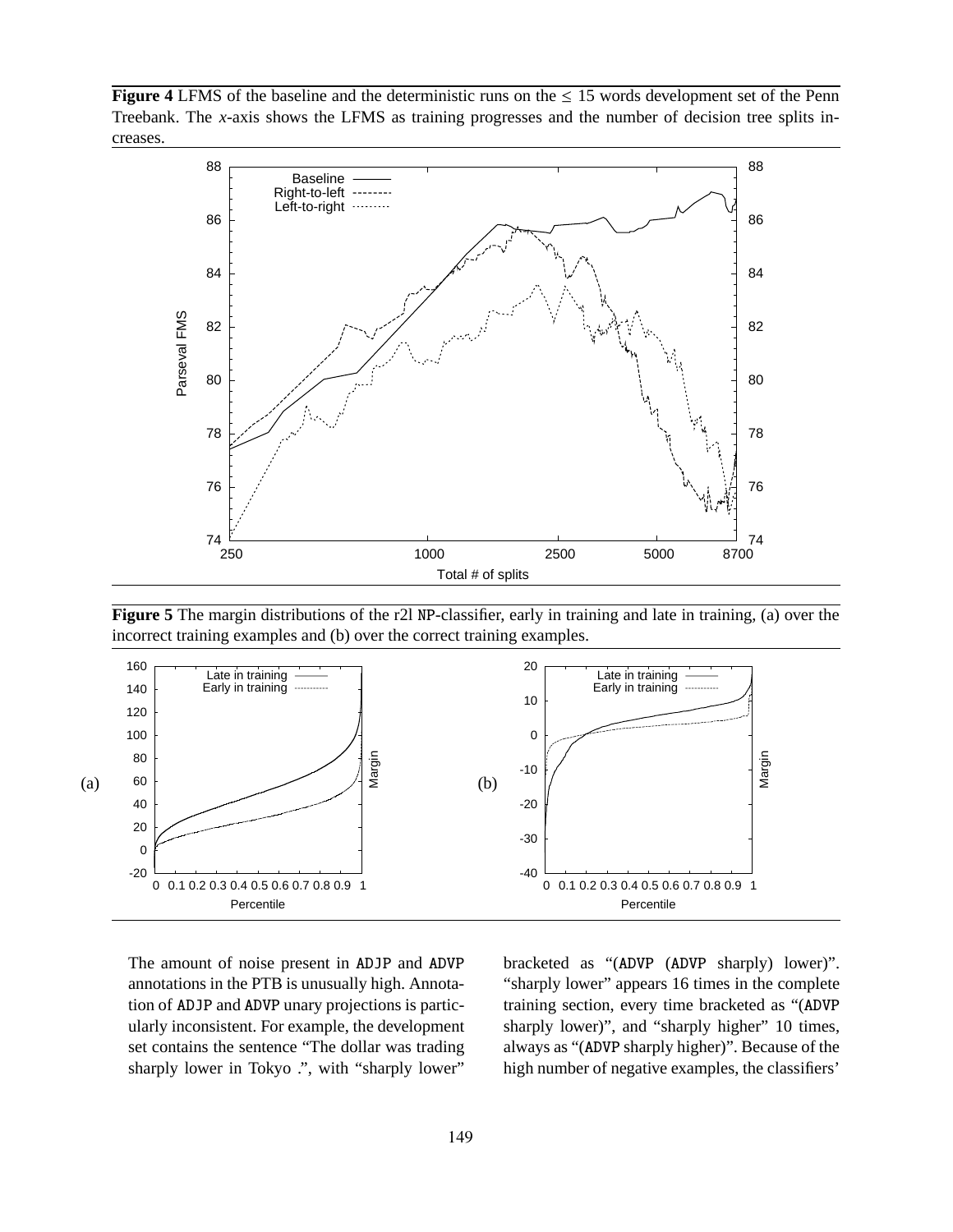**Figure 4** LFMS of the baseline and the deterministic runs on the $\leq$ 15 words development set of the Penn Treebank. The *x*-axis shows the LFMS as training progresses and the number of decision tree splits increases.

**Figure 5** The margin distributions of the r2l NP-classifier, early in training and late in training, (a) over the incorrect training examples and (b) over the correct training examples.

The amount of noise present in ADJP and ADVP annotations in the PTB is unusually high. Annotation of ADJP and ADVP unary projections is particularly inconsistent. For example, the development set contains the sentence "The dollar was trading sharply lower in Tokyo .", with "sharply lower" bracketed as "(ADVP (ADVP sharply) lower)". "sharply lower" appears 16 times in the complete training section, every time bracketed as "(ADVP sharply lower)", and "sharply higher" 10 times, always as "(ADVP sharply higher)". Because of the high number of negative examples, the classifiers'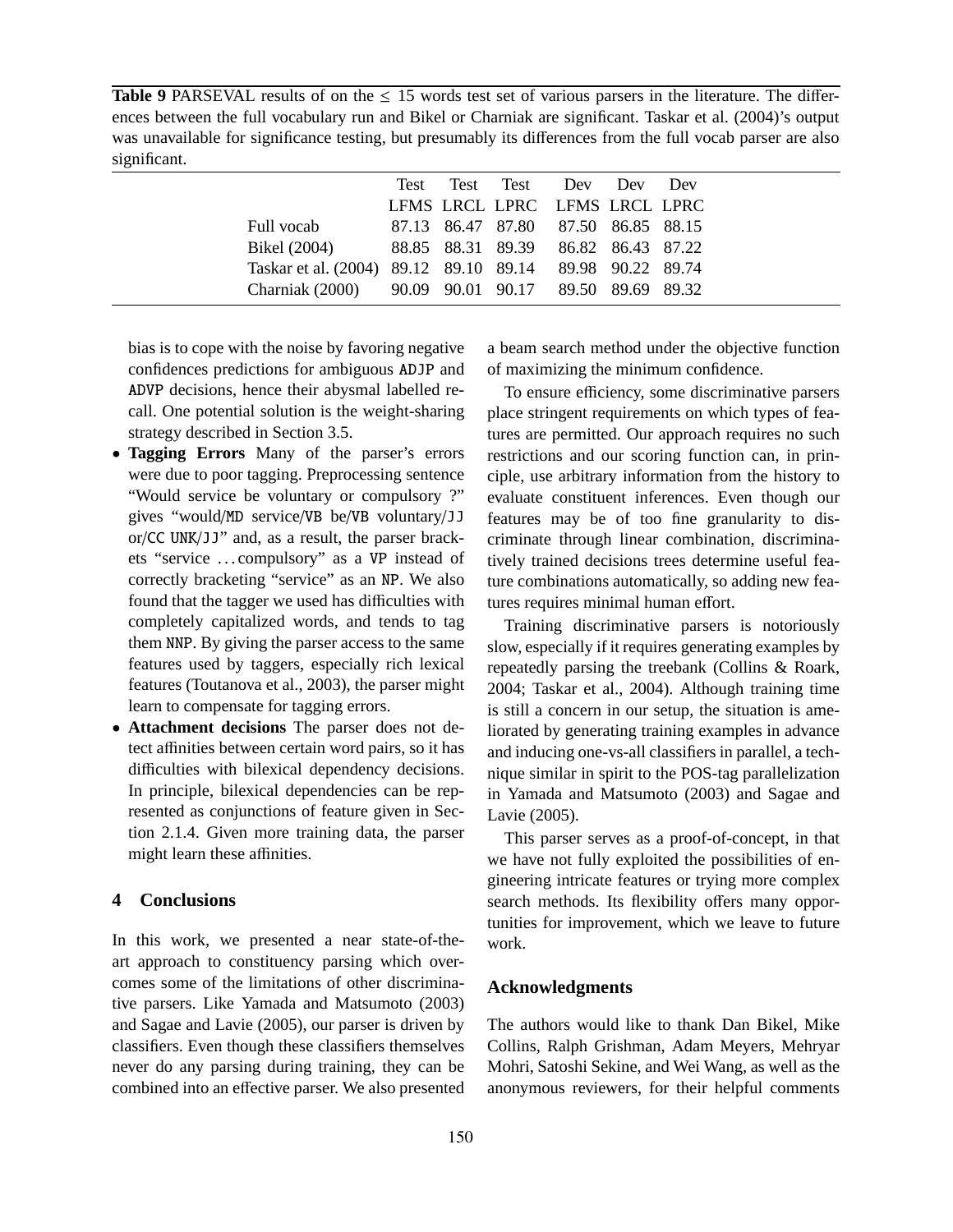**Table 9** PARSEVAL results of on the $\leq$ 15 words test set of various parsers in the literature. The differences between the full vocabulary run and Bikel or Charniak are significant. Taskar et al. (2004)'s output was unavailable for significance testing, but presumably its differences from the full vocab parser are also significant.

| | Test LFMS | Test LRCL | Test LPRC | Dev LFMS | Dev LRCL | Dev LPRC |
|---|---|---|---|---|---|---|
| Full vocab | 87.13 | 86.47 | 87.80 | 87.50 | 86.85 | 88.15 |
| Bikel (2004) | 88.85 | 88.31 | 89.39 | 86.82 | 86.43 | 87.22 |
| Taskar et al. (2004) | 89.12 | 89.10 | 89.14 | 89.98 | 90.22 | 89.74 |
| Charniak (2000) | 90.09 | 90.01 | 90.17 | 89.50 | 89.69 | 89.32 |

bias is to cope with the noise by favoring negative confidences predictions for ambiguous ADJP and ADVP decisions, hence their abysmal labelled recall. One potential solution is the weight-sharing strategy described in Section 3.5.

- **Tagging Errors** Many of the parser's errors were due to poor tagging. Preprocessing sentence "Would service be voluntary or compulsory ?" gives "would/MD service/VB be/VB voluntary/JJ or/CC UNK/JJ" and, as a result, the parser brackets "service … compulsory" as a VP instead of correctly bracketing "service" as an NP. We also found that the tagger we used has difficulties with completely capitalized words, and tends to tag them NNP. By giving the parser access to the same features used by taggers, especially rich lexical features (Toutanova et al., 2003), the parser might learn to compensate for tagging errors.
- **Attachment decisions** The parser does not detect affinities between certain word pairs, so it has difficulties with bilexical dependency decisions. In principle, bilexical dependencies can be represented as conjunctions of feature given in Section 2.1.4. Given more training data, the parser might learn these affinities.

## 4 Conclusions

In this work, we presented a near state-of-the-art approach to constituency parsing which overcomes some of the limitations of other discriminative parsers. Like Yamada and Matsumoto (2003) and Sagae and Lavie (2005), our parser is driven by classifiers. Even though these classifiers themselves never do any parsing during training, they can be combined into an effective parser. We also presented a beam search method under the objective function of maximizing the minimum confidence.

To ensure efficiency, some discriminative parsers place stringent requirements on which types of features are permitted. Our approach requires no such restrictions and our scoring function can, in principle, use arbitrary information from the history to evaluate constituent inferences. Even though our features may be of too fine granularity to discriminate through linear combination, discriminatively trained decisions trees determine useful feature combinations automatically, so adding new features requires minimal human effort.

Training discriminative parsers is notoriously slow, especially if it requires generating examples by repeatedly parsing the treebank (Collins & Roark, 2004; Taskar et al., 2004). Although training time is still a concern in our setup, the situation is ameliorated by generating training examples in advance and inducing one-vs-all classifiers in parallel, a technique similar in spirit to the POS-tag parallelization in Yamada and Matsumoto (2003) and Sagae and Lavie (2005).

This parser serves as a proof-of-concept, in that we have not fully exploited the possibilities of engineering intricate features or trying more complex search methods. Its flexibility offers many opportunities for improvement, which we leave to future work.

## Acknowledgments

The authors would like to thank Dan Bikel, Mike Collins, Ralph Grishman, Adam Meyers, Mehryar Mohri, Satoshi Sekine, and Wei Wang, as well as the anonymous reviewers, for their helpful comments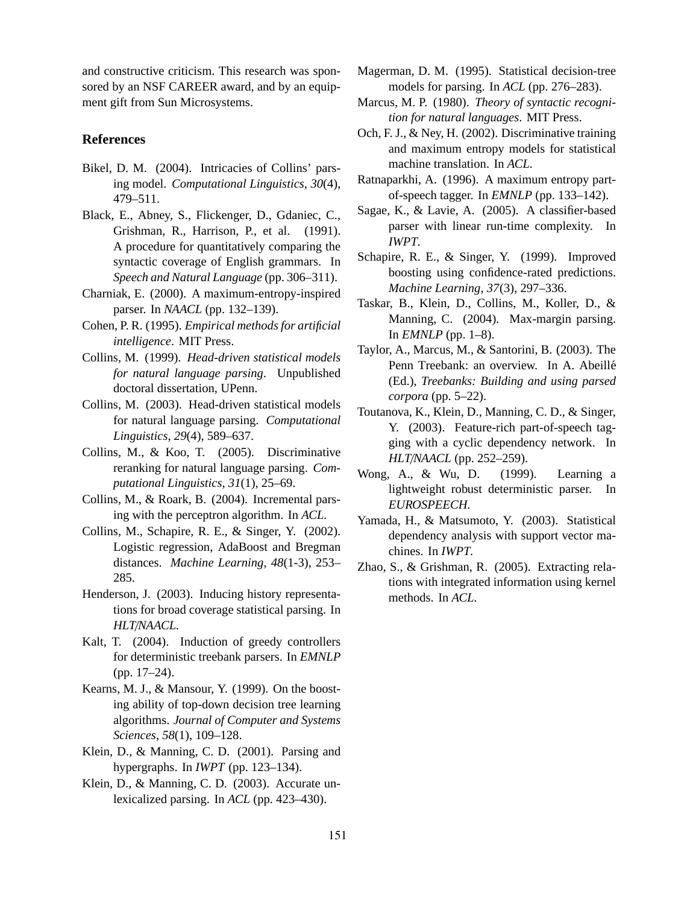and constructive criticism. This research was sponsored by an NSF CAREER award, and by an equipment gift from Sun Microsystems.

## References

Bikel, D. M. (2004). Intricacies of Collins' parsing model. *Computational Linguistics*, *30*(4), 479–511.

Black, E., Abney, S., Flickenger, D., Gdaniec, C., Grishman, R., Harrison, P., et al. (1991). A procedure for quantitatively comparing the syntactic coverage of English grammars. In *Speech and Natural Language* (pp. 306–311).

Charniak, E. (2000). A maximum-entropy-inspired parser. In *NAACL* (pp. 132–139).

Cohen, P. R. (1995). *Empirical methods for artificial intelligence*. MIT Press.

Collins, M. (1999). *Head-driven statistical models for natural language parsing*. Unpublished doctoral dissertation, UPenn.

Collins, M. (2003). Head-driven statistical models for natural language parsing. *Computational Linguistics*, *29*(4), 589–637.

Collins, M., & Koo, T. (2005). Discriminative reranking for natural language parsing. *Computational Linguistics*, *31*(1), 25–69.

Collins, M., & Roark, B. (2004). Incremental parsing with the perceptron algorithm. In *ACL*.

Collins, M., Schapire, R. E., & Singer, Y. (2002). Logistic regression, AdaBoost and Bregman distances. *Machine Learning*, *48*(1-3), 253–285.

Henderson, J. (2003). Inducing history representations for broad coverage statistical parsing. In *HLT/NAACL*.

Kalt, T. (2004). Induction of greedy controllers for deterministic treebank parsers. In *EMNLP* (pp. 17–24).

Kearns, M. J., & Mansour, Y. (1999). On the boosting ability of top-down decision tree learning algorithms. *Journal of Computer and Systems Sciences*, *58*(1), 109–128.

Klein, D., & Manning, C. D. (2001). Parsing and hypergraphs. In *IWPT* (pp. 123–134).

Klein, D., & Manning, C. D. (2003). Accurate unlexicalized parsing. In *ACL* (pp. 423–430).

Magerman, D. M. (1995). Statistical decision-tree models for parsing. In *ACL* (pp. 276–283).

Marcus, M. P. (1980). *Theory of syntactic recognition for natural languages*. MIT Press.

Och, F. J., & Ney, H. (2002). Discriminative training and maximum entropy models for statistical machine translation. In *ACL*.

Ratnaparkhi, A. (1996). A maximum entropy part-of-speech tagger. In *EMNLP* (pp. 133–142).

Sagae, K., & Lavie, A. (2005). A classifier-based parser with linear run-time complexity. In *IWPT*.

Schapire, R. E., & Singer, Y. (1999). Improved boosting using confidence-rated predictions. *Machine Learning*, *37*(3), 297–336.

Taskar, B., Klein, D., Collins, M., Koller, D., & Manning, C. (2004). Max-margin parsing. In *EMNLP* (pp. 1–8).

Taylor, A., Marcus, M., & Santorini, B. (2003). The Penn Treebank: an overview. In A. Abeillé (Ed.), *Treebanks: Building and using parsed corpora* (pp. 5–22).

Toutanova, K., Klein, D., Manning, C. D., & Singer, Y. (2003). Feature-rich part-of-speech tagging with a cyclic dependency network. In *HLT/NAACL* (pp. 252–259).

Wong, A., & Wu, D. (1999). Learning a lightweight robust deterministic parser. In *EUROSPEECH*.

Yamada, H., & Matsumoto, Y. (2003). Statistical dependency analysis with support vector machines. In *IWPT*.

Zhao, S., & Grishman, R. (2005). Extracting relations with integrated information using kernel methods. In *ACL*.